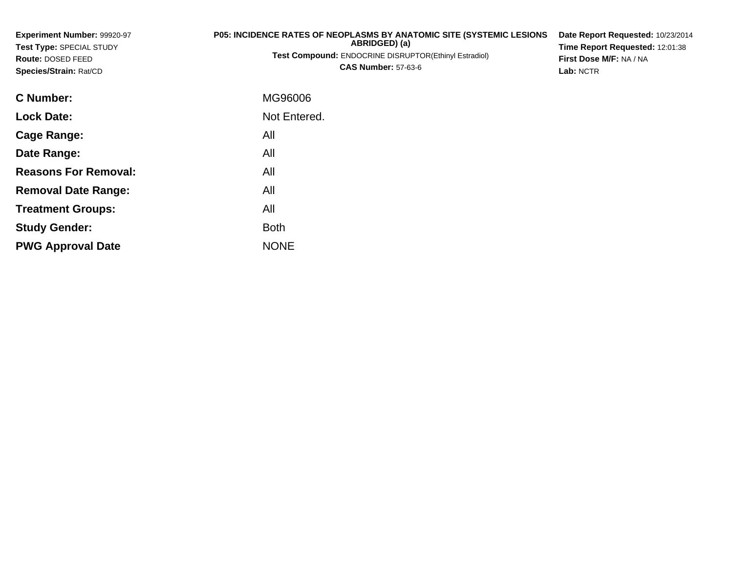**Experiment Number:** 99920-97
**Test Type:** SPECIAL STUDY
**Route:** DOSED FEED
**Species/Strain:** Rat/CD

**P05: INCIDENCE RATES OF NEOPLASMS BY ANATOMIC SITE (SYSTEMIC LESIONS ABRIDGED) (a)**
**Test Compound:** ENDOCRINE DISRUPTOR(Ethinyl Estradiol)
**CAS Number:** 57-63-6

**Date Report Requested:** 10/23/2014
**Time Report Requested:** 12:01:38
**First Dose M/F:** NA / NA
**Lab:** NCTR

| | |
|---|---|
| **C Number:** | MG96006 |
| **Lock Date:** | Not Entered. |
| **Cage Range:** | All |
| **Date Range:** | All |
| **Reasons For Removal:** | All |
| **Removal Date Range:** | All |
| **Treatment Groups:** | All |
| **Study Gender:** | Both |
| **PWG Approval Date** | NONE |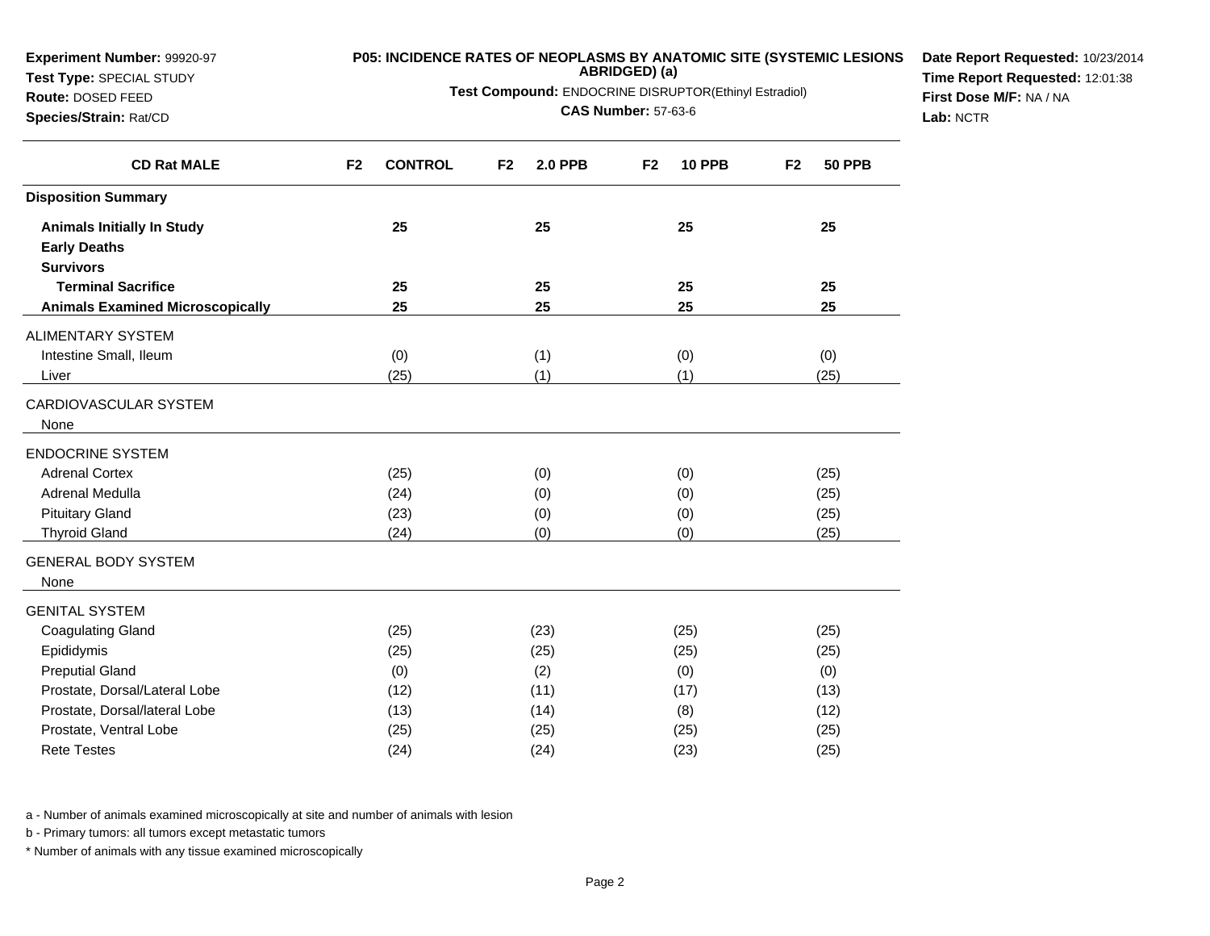**Experiment Number:** 99920-97
**Test Type:** SPECIAL STUDY
**Route:** DOSED FEED
**Species/Strain:** Rat/CD

**P05: INCIDENCE RATES OF NEOPLASMS BY ANATOMIC SITE (SYSTEMIC LESIONS ABRIDGED) (a)**

**Test Compound:** ENDOCRINE DISRUPTOR(Ethinyl Estradiol)

**CAS Number:** 57-63-6

**Date Report Requested:** 10/23/2014
**Time Report Requested:** 12:01:38
**First Dose M/F:** NA / NA
**Lab:** NCTR

| CD Rat MALE | F2 CONTROL | F2 2.0 PPB | F2 10 PPB | F2 50 PPB |
|---|---|---|---|---|
| **Disposition Summary** | | | | |
| **Animals Initially In Study** | **25** | **25** | **25** | **25** |
| **Early Deaths** | | | | |
| **Survivors** | | | | |
| **Terminal Sacrifice** | **25** | **25** | **25** | **25** |
| **Animals Examined Microscopically** | **25** | **25** | **25** | **25** |
| ALIMENTARY SYSTEM | | | | |
| Intestine Small, Ileum | (0) | (1) | (0) | (0) |
| Liver | (25) | (1) | (1) | (25) |
| CARDIOVASCULAR SYSTEM | | | | |
| None | | | | |
| ENDOCRINE SYSTEM | | | | |
| Adrenal Cortex | (25) | (0) | (0) | (25) |
| Adrenal Medulla | (24) | (0) | (0) | (25) |
| Pituitary Gland | (23) | (0) | (0) | (25) |
| Thyroid Gland | (24) | (0) | (0) | (25) |
| GENERAL BODY SYSTEM | | | | |
| None | | | | |
| GENITAL SYSTEM | | | | |
| Coagulating Gland | (25) | (23) | (25) | (25) |
| Epididymis | (25) | (25) | (25) | (25) |
| Preputial Gland | (0) | (2) | (0) | (0) |
| Prostate, Dorsal/Lateral Lobe | (12) | (11) | (17) | (13) |
| Prostate, Dorsal/lateral Lobe | (13) | (14) | (8) | (12) |
| Prostate, Ventral Lobe | (25) | (25) | (25) | (25) |
| Rete Testes | (24) | (24) | (23) | (25) |

a - Number of animals examined microscopically at site and number of animals with lesion

b - Primary tumors: all tumors except metastatic tumors

* Number of animals with any tissue examined microscopically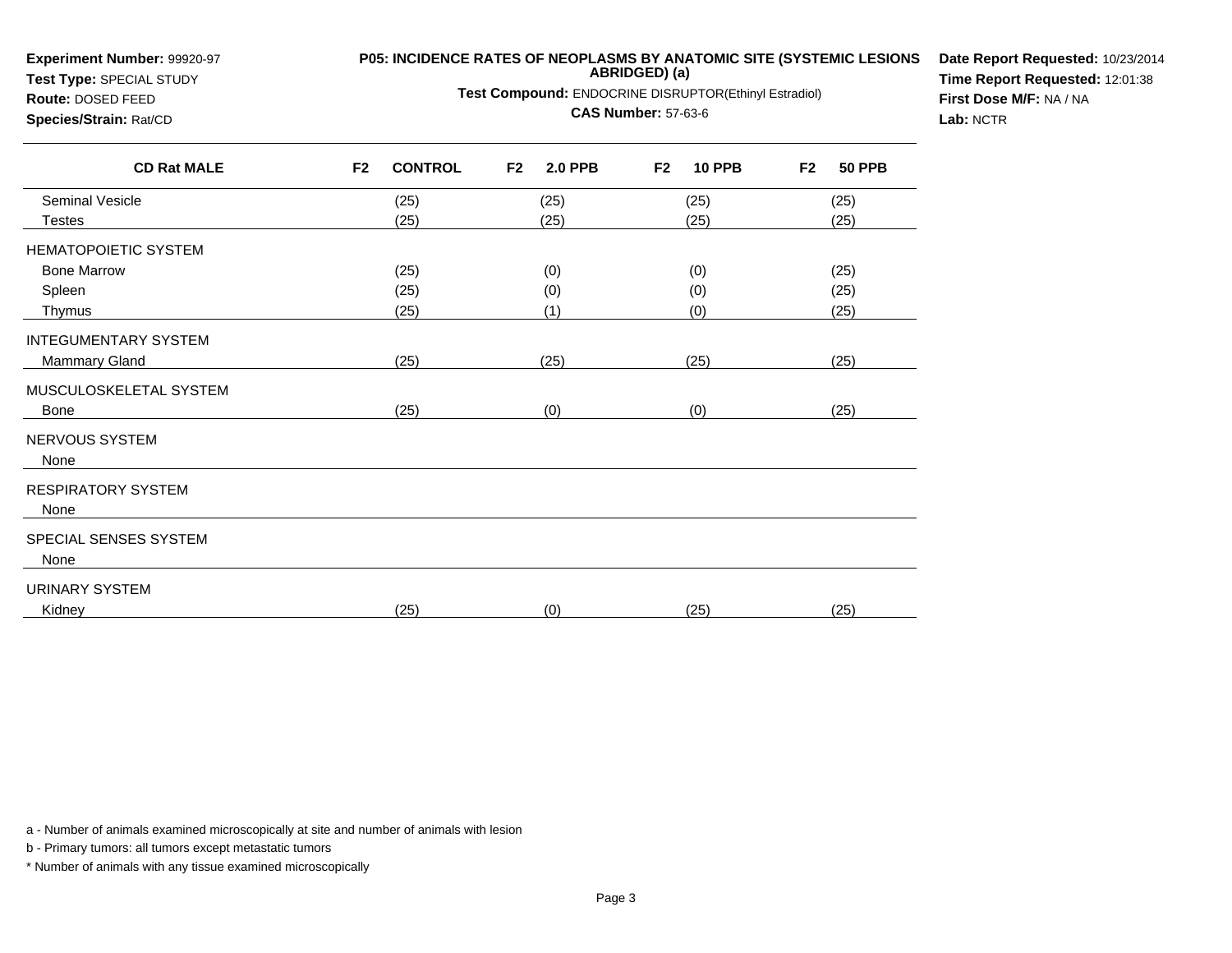**Experiment Number:** 99920-97
**Test Type:** SPECIAL STUDY
**Route:** DOSED FEED
**Species/Strain:** Rat/CD

**P05: INCIDENCE RATES OF NEOPLASMS BY ANATOMIC SITE (SYSTEMIC LESIONS ABRIDGED) (a)**

**Test Compound:** ENDOCRINE DISRUPTOR(Ethinyl Estradiol)

**CAS Number:** 57-63-6

**Date Report Requested:** 10/23/2014
**Time Report Requested:** 12:01:38
**First Dose M/F:** NA / NA
**Lab:** NCTR

| CD Rat MALE | F2 CONTROL | F2 2.0 PPB | F2 10 PPB | F2 50 PPB |
|---|---|---|---|---|
| Seminal Vesicle | (25) | (25) | (25) | (25) |
| Testes | (25) | (25) | (25) | (25) |
| HEMATOPOIETIC SYSTEM | | | | |
| Bone Marrow | (25) | (0) | (0) | (25) |
| Spleen | (25) | (0) | (0) | (25) |
| Thymus | (25) | (1) | (0) | (25) |
| INTEGUMENTARY SYSTEM | | | | |
| Mammary Gland | (25) | (25) | (25) | (25) |
| MUSCULOSKELETAL SYSTEM | | | | |
| Bone | (25) | (0) | (0) | (25) |
| NERVOUS SYSTEM | | | | |
| None | | | | |
| RESPIRATORY SYSTEM | | | | |
| None | | | | |
| SPECIAL SENSES SYSTEM | | | | |
| None | | | | |
| URINARY SYSTEM | | | | |
| Kidney | (25) | (0) | (25) | (25) |

a - Number of animals examined microscopically at site and number of animals with lesion

b - Primary tumors: all tumors except metastatic tumors

* Number of animals with any tissue examined microscopically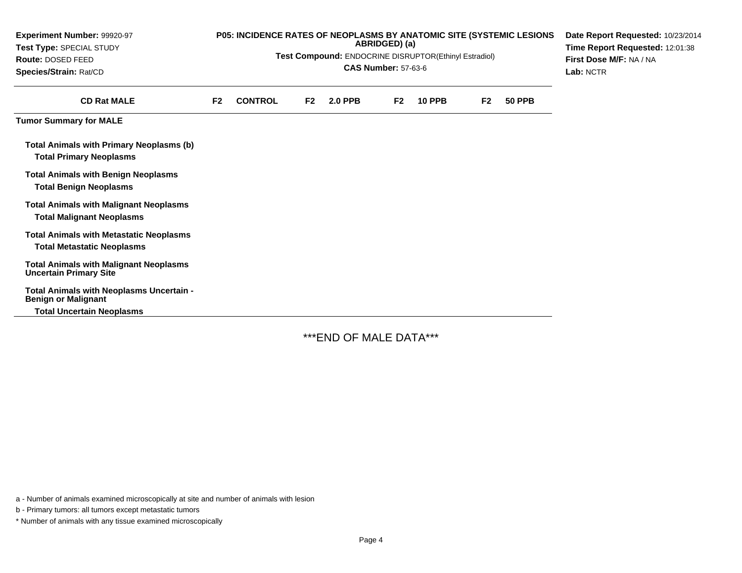**Experiment Number:** 99920-97
**Test Type:** SPECIAL STUDY
**Route:** DOSED FEED
**Species/Strain:** Rat/CD

**P05: INCIDENCE RATES OF NEOPLASMS BY ANATOMIC SITE (SYSTEMIC LESIONS ABRIDGED) (a)**

**Test Compound:** ENDOCRINE DISRUPTOR(Ethinyl Estradiol)

**CAS Number:** 57-63-6

**Date Report Requested:** 10/23/2014
**Time Report Requested:** 12:01:38
**First Dose M/F:** NA / NA
**Lab:** NCTR

| CD Rat MALE | F2 | CONTROL | F2 | 2.0 PPB | F2 | 10 PPB | F2 | 50 PPB |
|---|---|---|---|---|---|---|---|---|
| **Tumor Summary for MALE** | | | | | | | | |
| **Total Animals with Primary Neoplasms (b)** | | | | | | | | |
| **Total Primary Neoplasms** | | | | | | | | |
| **Total Animals with Benign Neoplasms** | | | | | | | | |
| **Total Benign Neoplasms** | | | | | | | | |
| **Total Animals with Malignant Neoplasms** | | | | | | | | |
| **Total Malignant Neoplasms** | | | | | | | | |
| **Total Animals with Metastatic Neoplasms** | | | | | | | | |
| **Total Metastatic Neoplasms** | | | | | | | | |
| **Total Animals with Malignant Neoplasms Uncertain Primary Site** | | | | | | | | |
| **Total Animals with Neoplasms Uncertain - Benign or Malignant** | | | | | | | | |
| **Total Uncertain Neoplasms** | | | | | | | | |

***END OF MALE DATA***

a - Number of animals examined microscopically at site and number of animals with lesion

b - Primary tumors: all tumors except metastatic tumors

* Number of animals with any tissue examined microscopically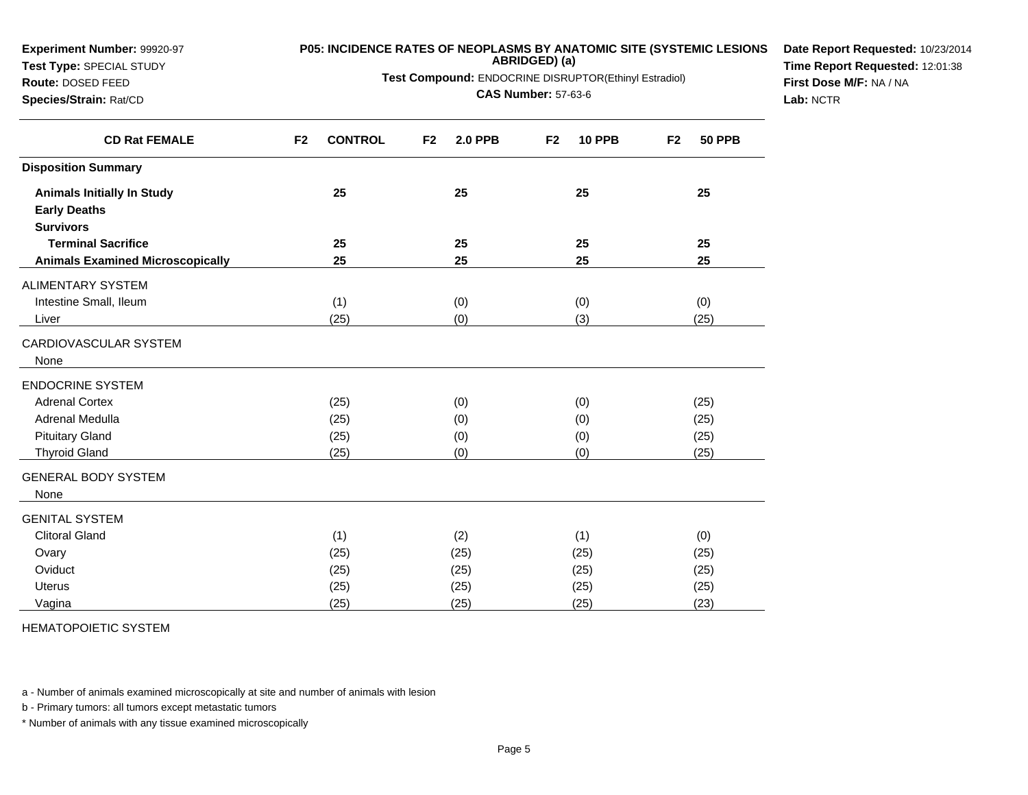**Experiment Number:** 99920-97
**Test Type:** SPECIAL STUDY
**Route:** DOSED FEED
**Species/Strain:** Rat/CD

**P05: INCIDENCE RATES OF NEOPLASMS BY ANATOMIC SITE (SYSTEMIC LESIONS ABRIDGED) (a)**

**Test Compound:** ENDOCRINE DISRUPTOR(Ethinyl Estradiol)

**CAS Number:** 57-63-6

**Date Report Requested:** 10/23/2014
**Time Report Requested:** 12:01:38
**First Dose M/F:** NA / NA
**Lab:** NCTR

| CD Rat FEMALE | F2 CONTROL | F2 2.0 PPB | F2 10 PPB | F2 50 PPB |
|---|---|---|---|---|
| **Disposition Summary** | | | | |
| **Animals Initially In Study** | 25 | 25 | 25 | 25 |
| **Early Deaths** | | | | |
| **Survivors** | | | | |
| **Terminal Sacrifice** | 25 | 25 | 25 | 25 |
| **Animals Examined Microscopically** | 25 | 25 | 25 | 25 |
| ALIMENTARY SYSTEM | | | | |
| Intestine Small, Ileum | (1) | (0) | (0) | (0) |
| Liver | (25) | (0) | (3) | (25) |
| CARDIOVASCULAR SYSTEM | | | | |
| None | | | | |
| ENDOCRINE SYSTEM | | | | |
| Adrenal Cortex | (25) | (0) | (0) | (25) |
| Adrenal Medulla | (25) | (0) | (0) | (25) |
| Pituitary Gland | (25) | (0) | (0) | (25) |
| Thyroid Gland | (25) | (0) | (0) | (25) |
| GENERAL BODY SYSTEM | | | | |
| None | | | | |
| GENITAL SYSTEM | | | | |
| Clitoral Gland | (1) | (2) | (1) | (0) |
| Ovary | (25) | (25) | (25) | (25) |
| Oviduct | (25) | (25) | (25) | (25) |
| Uterus | (25) | (25) | (25) | (25) |
| Vagina | (25) | (25) | (25) | (23) |
| HEMATOPOIETIC SYSTEM | | | | |

a - Number of animals examined microscopically at site and number of animals with lesion

b - Primary tumors: all tumors except metastatic tumors

* Number of animals with any tissue examined microscopically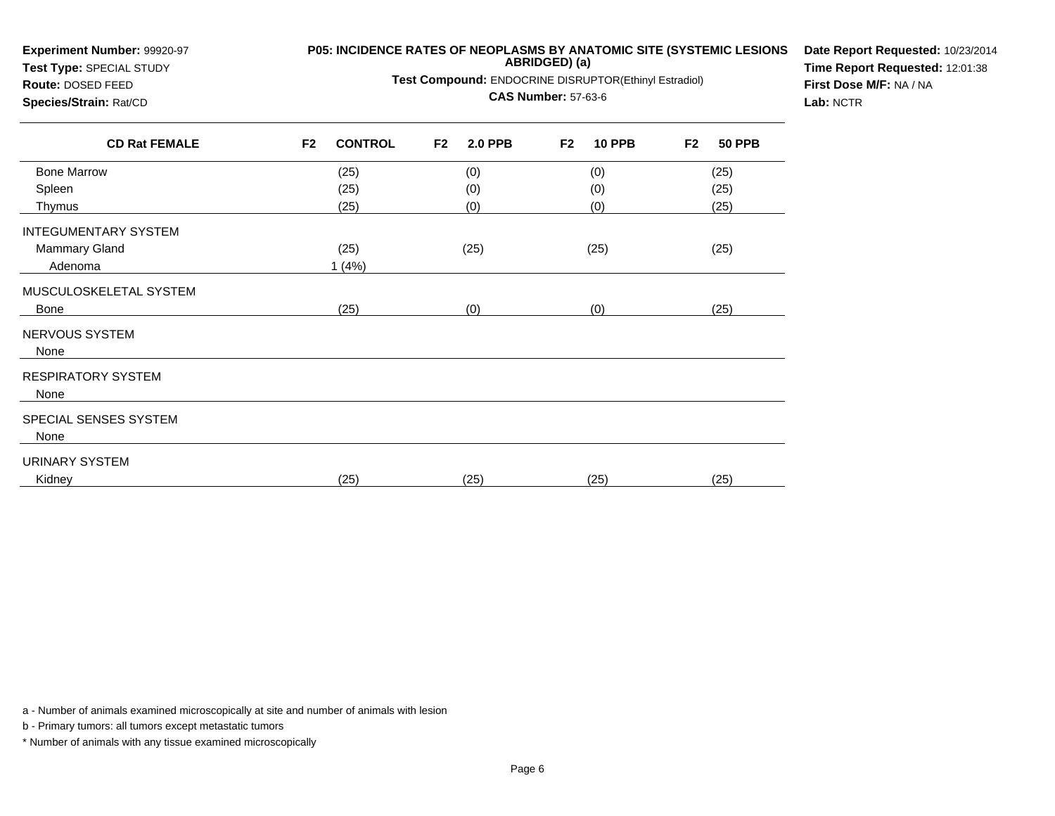**Experiment Number:** 99920-97
**Test Type:** SPECIAL STUDY
**Route:** DOSED FEED
**Species/Strain:** Rat/CD

**P05: INCIDENCE RATES OF NEOPLASMS BY ANATOMIC SITE (SYSTEMIC LESIONS ABRIDGED) (a)**
**Test Compound:** ENDOCRINE DISRUPTOR(Ethinyl Estradiol)
**CAS Number:** 57-63-6

**Date Report Requested:** 10/23/2014
**Time Report Requested:** 12:01:38
**First Dose M/F:** NA / NA
**Lab:** NCTR

| CD Rat FEMALE | F2 CONTROL | F2 2.0 PPB | F2 10 PPB | F2 50 PPB |
|---|---|---|---|---|
| Bone Marrow | (25) | (0) | (0) | (25) |
| Spleen | (25) | (0) | (0) | (25) |
| Thymus | (25) | (0) | (0) | (25) |
| INTEGUMENTARY SYSTEM | | | | |
| Mammary Gland | (25) | (25) | (25) | (25) |
| Adenoma | 1 (4%) | | | |
| MUSCULOSKELETAL SYSTEM | | | | |
| Bone | (25) | (0) | (0) | (25) |
| NERVOUS SYSTEM | | | | |
| None | | | | |
| RESPIRATORY SYSTEM | | | | |
| None | | | | |
| SPECIAL SENSES SYSTEM | | | | |
| None | | | | |
| URINARY SYSTEM | | | | |
| Kidney | (25) | (25) | (25) | (25) |

a - Number of animals examined microscopically at site and number of animals with lesion

b - Primary tumors: all tumors except metastatic tumors

* Number of animals with any tissue examined microscopically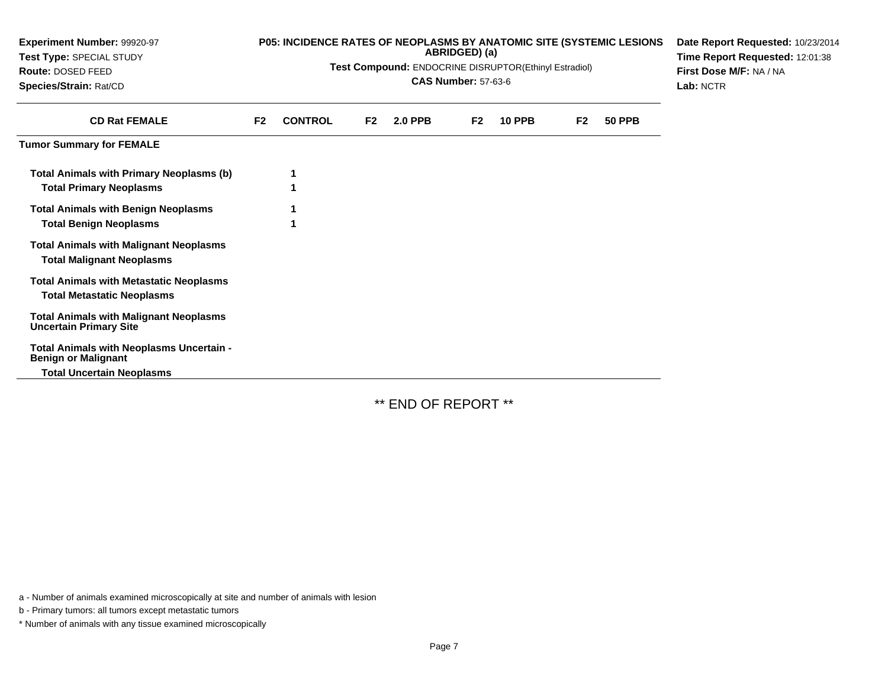**Experiment Number:** 99920-97
**Test Type:** SPECIAL STUDY
**Route:** DOSED FEED
**Species/Strain:** Rat/CD

**P05: INCIDENCE RATES OF NEOPLASMS BY ANATOMIC SITE (SYSTEMIC LESIONS ABRIDGED) (a)**
**Test Compound:** ENDOCRINE DISRUPTOR(Ethinyl Estradiol)
**CAS Number:** 57-63-6

**Date Report Requested:** 10/23/2014
**Time Report Requested:** 12:01:38
**First Dose M/F:** NA / NA
**Lab:** NCTR

| CD Rat FEMALE | F2 | CONTROL | F2 | 2.0 PPB | F2 | 10 PPB | F2 | 50 PPB |
|---|---|---|---|---|---|---|---|---|
| **Tumor Summary for FEMALE** | | | | | | | | |
| **Total Animals with Primary Neoplasms (b)** | | 1 | | | | | | |
| **Total Primary Neoplasms** | | 1 | | | | | | |
| **Total Animals with Benign Neoplasms** | | 1 | | | | | | |
| **Total Benign Neoplasms** | | 1 | | | | | | |
| **Total Animals with Malignant Neoplasms** | | | | | | | | |
| **Total Malignant Neoplasms** | | | | | | | | |
| **Total Animals with Metastatic Neoplasms** | | | | | | | | |
| **Total Metastatic Neoplasms** | | | | | | | | |
| **Total Animals with Malignant Neoplasms Uncertain Primary Site** | | | | | | | | |
| **Total Animals with Neoplasms Uncertain - Benign or Malignant** | | | | | | | | |
| **Total Uncertain Neoplasms** | | | | | | | | |

** END OF REPORT **

a - Number of animals examined microscopically at site and number of animals with lesion

b - Primary tumors: all tumors except metastatic tumors

* Number of animals with any tissue examined microscopically